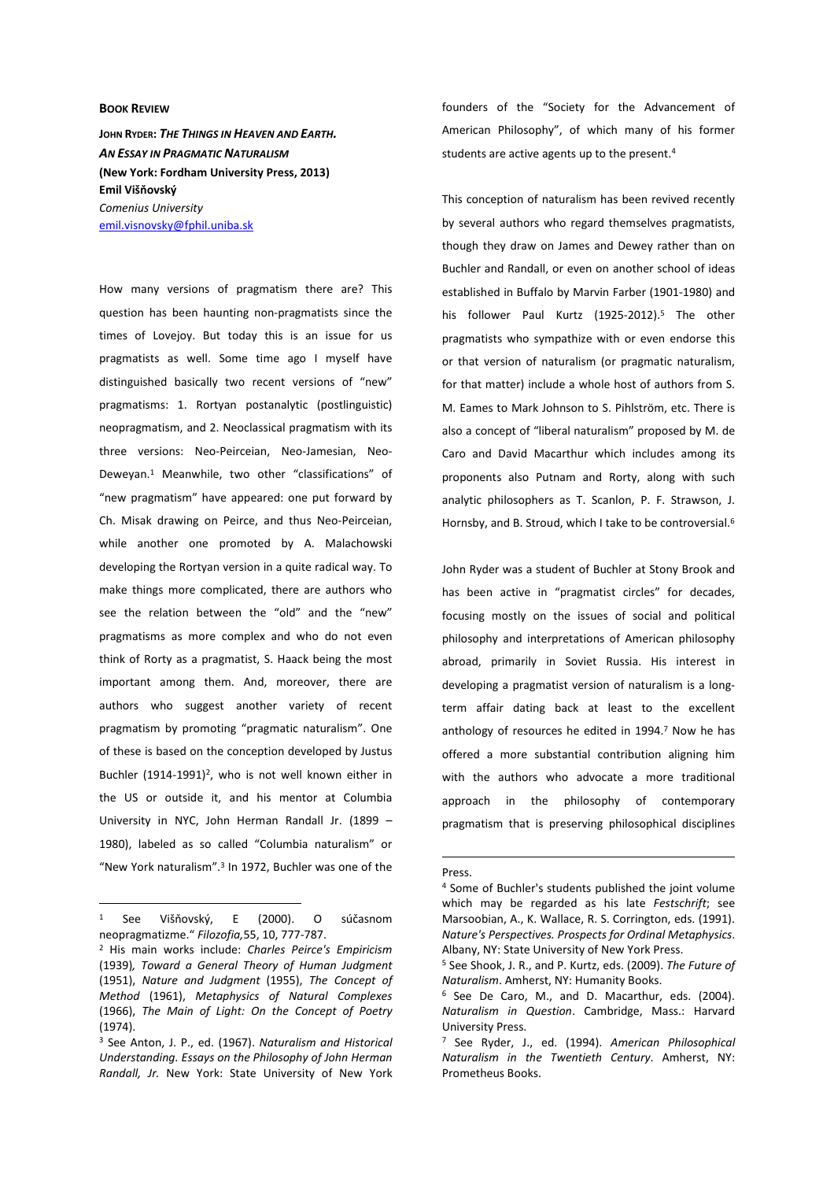**BOOK REVIEW**

**JOHN RYDER: *THE THINGS IN HEAVEN AND EARTH. AN ESSAY IN PRAGMATIC NATURALISM***
**(New York: Fordham University Press, 2013)**
**Emil Višňovský**
*Comenius University*
emil.visnovsky@fphil.uniba.sk

How many versions of pragmatism there are? This question has been haunting non-pragmatists since the times of Lovejoy. But today this is an issue for us pragmatists as well. Some time ago I myself have distinguished basically two recent versions of "new" pragmatisms: 1. Rortyan postanalytic (postlinguistic) neopragmatism, and 2. Neoclassical pragmatism with its three versions: Neo-Peirceian, Neo-Jamesian, Neo-Deweyan.[1] Meanwhile, two other "classifications" of "new pragmatism" have appeared: one put forward by Ch. Misak drawing on Peirce, and thus Neo-Peirceian, while another one promoted by A. Malachowski developing the Rortyan version in a quite radical way. To make things more complicated, there are authors who see the relation between the "old" and the "new" pragmatisms as more complex and who do not even think of Rorty as a pragmatist, S. Haack being the most important among them. And, moreover, there are authors who suggest another variety of recent pragmatism by promoting "pragmatic naturalism". One of these is based on the conception developed by Justus Buchler (1914-1991)[2], who is not well known either in the US or outside it, and his mentor at Columbia University in NYC, John Herman Randall Jr. (1899 – 1980), labeled as so called "Columbia naturalism" or "New York naturalism".[3] In 1972, Buchler was one of the founders of the "Society for the Advancement of American Philosophy", of which many of his former students are active agents up to the present.[4]

This conception of naturalism has been revived recently by several authors who regard themselves pragmatists, though they draw on James and Dewey rather than on Buchler and Randall, or even on another school of ideas established in Buffalo by Marvin Farber (1901-1980) and his follower Paul Kurtz (1925-2012).[5] The other pragmatists who sympathize with or even endorse this or that version of naturalism (or pragmatic naturalism, for that matter) include a whole host of authors from S. M. Eames to Mark Johnson to S. Pihlström, etc. There is also a concept of "liberal naturalism" proposed by M. de Caro and David Macarthur which includes among its proponents also Putnam and Rorty, along with such analytic philosophers as T. Scanlon, P. F. Strawson, J. Hornsby, and B. Stroud, which I take to be controversial.[6]

John Ryder was a student of Buchler at Stony Brook and has been active in "pragmatist circles" for decades, focusing mostly on the issues of social and political philosophy and interpretations of American philosophy abroad, primarily in Soviet Russia. His interest in developing a pragmatist version of naturalism is a long-term affair dating back at least to the excellent anthology of resources he edited in 1994.[7] Now he has offered a more substantial contribution aligning him with the authors who advocate a more traditional approach in the philosophy of contemporary pragmatism that is preserving philosophical disciplines

---

[1] See Višňovský, E (2000). O súčasnom neopragmatizme." *Filozofia,*55, 10, 777-787.

[2] His main works include: *Charles Peirce's Empiricism* (1939), *Toward a General Theory of Human Judgment* (1951), *Nature and Judgment* (1955), *The Concept of Method* (1961), *Metaphysics of Natural Complexes* (1966), *The Main of Light: On the Concept of Poetry* (1974).

[3] See Anton, J. P., ed. (1967). *Naturalism and Historical Understanding. Essays on the Philosophy of John Herman Randall, Jr.* New York: State University of New York Press.

[4] Some of Buchler's students published the joint volume which may be regarded as his late *Festschrift*; see Marsoobian, A., K. Wallace, R. S. Corrington, eds. (1991). *Nature's Perspectives. Prospects for Ordinal Metaphysics*. Albany, NY: State University of New York Press.

[5] See Shook, J. R., and P. Kurtz, eds. (2009). *The Future of Naturalism*. Amherst, NY: Humanity Books.

[6] See De Caro, M., and D. Macarthur, eds. (2004). *Naturalism in Question*. Cambridge, Mass.: Harvard University Press.

[7] See Ryder, J., ed. (1994). *American Philosophical Naturalism in the Twentieth Century*. Amherst, NY: Prometheus Books.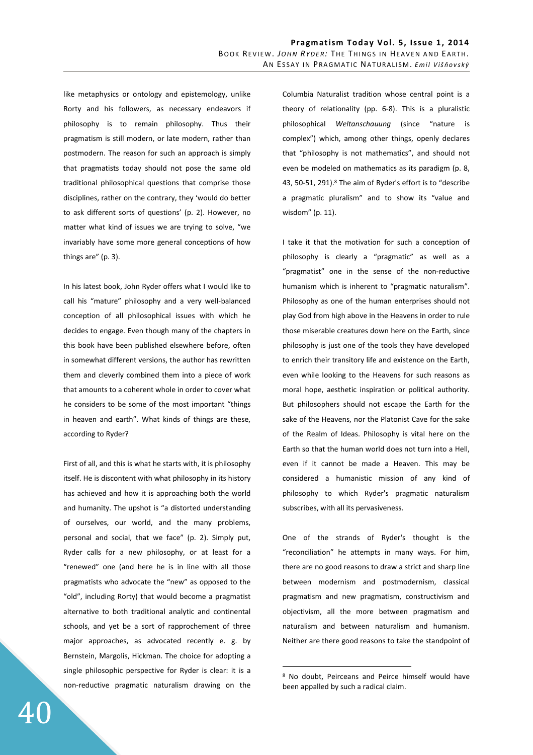like metaphysics or ontology and epistemology, unlike Rorty and his followers, as necessary endeavors if philosophy is to remain philosophy. Thus their pragmatism is still modern, or late modern, rather than postmodern. The reason for such an approach is simply that pragmatists today should not pose the same old traditional philosophical questions that comprise those disciplines, rather on the contrary, they 'would do better to ask different sorts of questions' (p. 2). However, no matter what kind of issues we are trying to solve, "we invariably have some more general conceptions of how things are" (p. 3).

In his latest book, John Ryder offers what I would like to call his "mature" philosophy and a very well-balanced conception of all philosophical issues with which he decides to engage. Even though many of the chapters in this book have been published elsewhere before, often in somewhat different versions, the author has rewritten them and cleverly combined them into a piece of work that amounts to a coherent whole in order to cover what he considers to be some of the most important "things in heaven and earth". What kinds of things are these, according to Ryder?

First of all, and this is what he starts with, it is philosophy itself. He is discontent with what philosophy in its history has achieved and how it is approaching both the world and humanity. The upshot is "a distorted understanding of ourselves, our world, and the many problems, personal and social, that we face" (p. 2). Simply put, Ryder calls for a new philosophy, or at least for a "renewed" one (and here he is in line with all those pragmatists who advocate the "new" as opposed to the "old", including Rorty) that would become a pragmatist alternative to both traditional analytic and continental schools, and yet be a sort of rapprochement of three major approaches, as advocated recently e. g. by Bernstein, Margolis, Hickman. The choice for adopting a single philosophic perspective for Ryder is clear: it is a non-reductive pragmatic naturalism drawing on the Columbia Naturalist tradition whose central point is a theory of relationality (pp. 6-8). This is a pluralistic philosophical *Weltanschauung* (since "nature is complex") which, among other things, openly declares that "philosophy is not mathematics", and should not even be modeled on mathematics as its paradigm (p. 8, 43, 50-51, 291).[8] The aim of Ryder's effort is to "describe a pragmatic pluralism" and to show its "value and wisdom" (p. 11).

I take it that the motivation for such a conception of philosophy is clearly a "pragmatic" as well as a "pragmatist" one in the sense of the non-reductive humanism which is inherent to "pragmatic naturalism". Philosophy as one of the human enterprises should not play God from high above in the Heavens in order to rule those miserable creatures down here on the Earth, since philosophy is just one of the tools they have developed to enrich their transitory life and existence on the Earth, even while looking to the Heavens for such reasons as moral hope, aesthetic inspiration or political authority. But philosophers should not escape the Earth for the sake of the Heavens, nor the Platonist Cave for the sake of the Realm of Ideas. Philosophy is vital here on the Earth so that the human world does not turn into a Hell, even if it cannot be made a Heaven. This may be considered a humanistic mission of any kind of philosophy to which Ryder's pragmatic naturalism subscribes, with all its pervasiveness.

One of the strands of Ryder's thought is the "reconciliation" he attempts in many ways. For him, there are no good reasons to draw a strict and sharp line between modernism and postmodernism, classical pragmatism and new pragmatism, constructivism and objectivism, all the more between pragmatism and naturalism and between naturalism and humanism. Neither are there good reasons to take the standpoint of

[8] No doubt, Peirceans and Peirce himself would have been appalled by such a radical claim.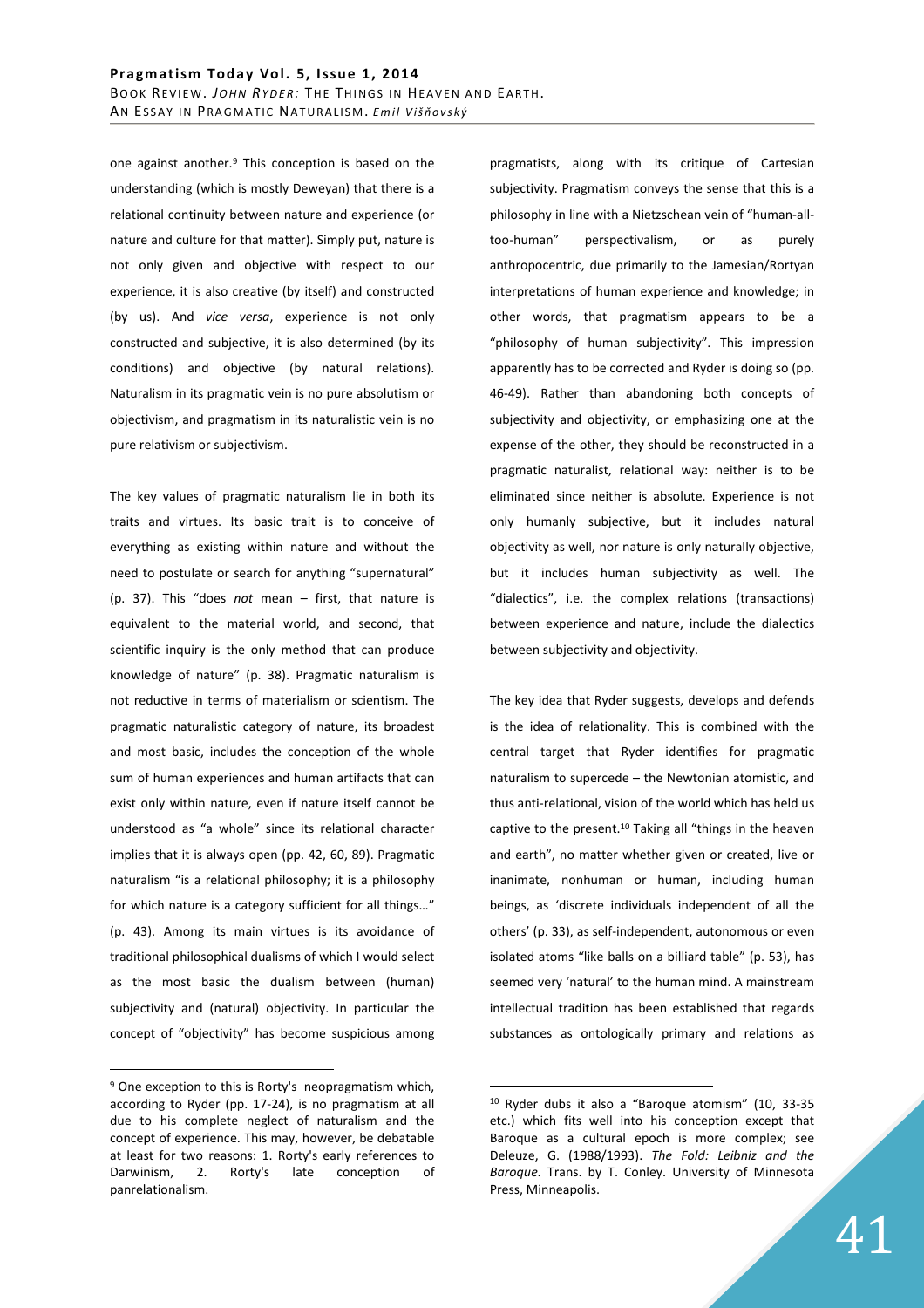one against another.[9] This conception is based on the understanding (which is mostly Deweyan) that there is a relational continuity between nature and experience (or nature and culture for that matter). Simply put, nature is not only given and objective with respect to our experience, it is also creative (by itself) and constructed (by us). And *vice versa*, experience is not only constructed and subjective, it is also determined (by its conditions) and objective (by natural relations). Naturalism in its pragmatic vein is no pure absolutism or objectivism, and pragmatism in its naturalistic vein is no pure relativism or subjectivism.

The key values of pragmatic naturalism lie in both its traits and virtues. Its basic trait is to conceive of everything as existing within nature and without the need to postulate or search for anything "supernatural" (p. 37). This "does *not* mean – first, that nature is equivalent to the material world, and second, that scientific inquiry is the only method that can produce knowledge of nature" (p. 38). Pragmatic naturalism is not reductive in terms of materialism or scientism. The pragmatic naturalistic category of nature, its broadest and most basic, includes the conception of the whole sum of human experiences and human artifacts that can exist only within nature, even if nature itself cannot be understood as "a whole" since its relational character implies that it is always open (pp. 42, 60, 89). Pragmatic naturalism "is a relational philosophy; it is a philosophy for which nature is a category sufficient for all things…" (p. 43). Among its main virtues is its avoidance of traditional philosophical dualisms of which I would select as the most basic the dualism between (human) subjectivity and (natural) objectivity. In particular the concept of "objectivity" has become suspicious among pragmatists, along with its critique of Cartesian subjectivity. Pragmatism conveys the sense that this is a philosophy in line with a Nietzschean vein of "human-all-too-human" perspectivalism, or as purely anthropocentric, due primarily to the Jamesian/Rortyan interpretations of human experience and knowledge; in other words, that pragmatism appears to be a "philosophy of human subjectivity". This impression apparently has to be corrected and Ryder is doing so (pp. 46-49). Rather than abandoning both concepts of subjectivity and objectivity, or emphasizing one at the expense of the other, they should be reconstructed in a pragmatic naturalist, relational way: neither is to be eliminated since neither is absolute. Experience is not only humanly subjective, but it includes natural objectivity as well, nor nature is only naturally objective, but it includes human subjectivity as well. The "dialectics", i.e. the complex relations (transactions) between experience and nature, include the dialectics between subjectivity and objectivity.

The key idea that Ryder suggests, develops and defends is the idea of relationality. This is combined with the central target that Ryder identifies for pragmatic naturalism to supercede – the Newtonian atomistic, and thus anti-relational, vision of the world which has held us captive to the present.[10] Taking all "things in the heaven and earth", no matter whether given or created, live or inanimate, nonhuman or human, including human beings, as 'discrete individuals independent of all the others' (p. 33), as self-independent, autonomous or even isolated atoms "like balls on a billiard table" (p. 53), has seemed very 'natural' to the human mind. A mainstream intellectual tradition has been established that regards substances as ontologically primary and relations as

---

[9] One exception to this is Rorty's neopragmatism which, according to Ryder (pp. 17-24), is no pragmatism at all due to his complete neglect of naturalism and the concept of experience. This may, however, be debatable at least for two reasons: 1. Rorty's early references to Darwinism, 2. Rorty's late conception of panrelationalism.

[10] Ryder dubs it also a "Baroque atomism" (10, 33-35 etc.) which fits well into his conception except that Baroque as a cultural epoch is more complex; see Deleuze, G. (1988/1993). *The Fold: Leibniz and the Baroque*. Trans. by T. Conley. University of Minnesota Press, Minneapolis.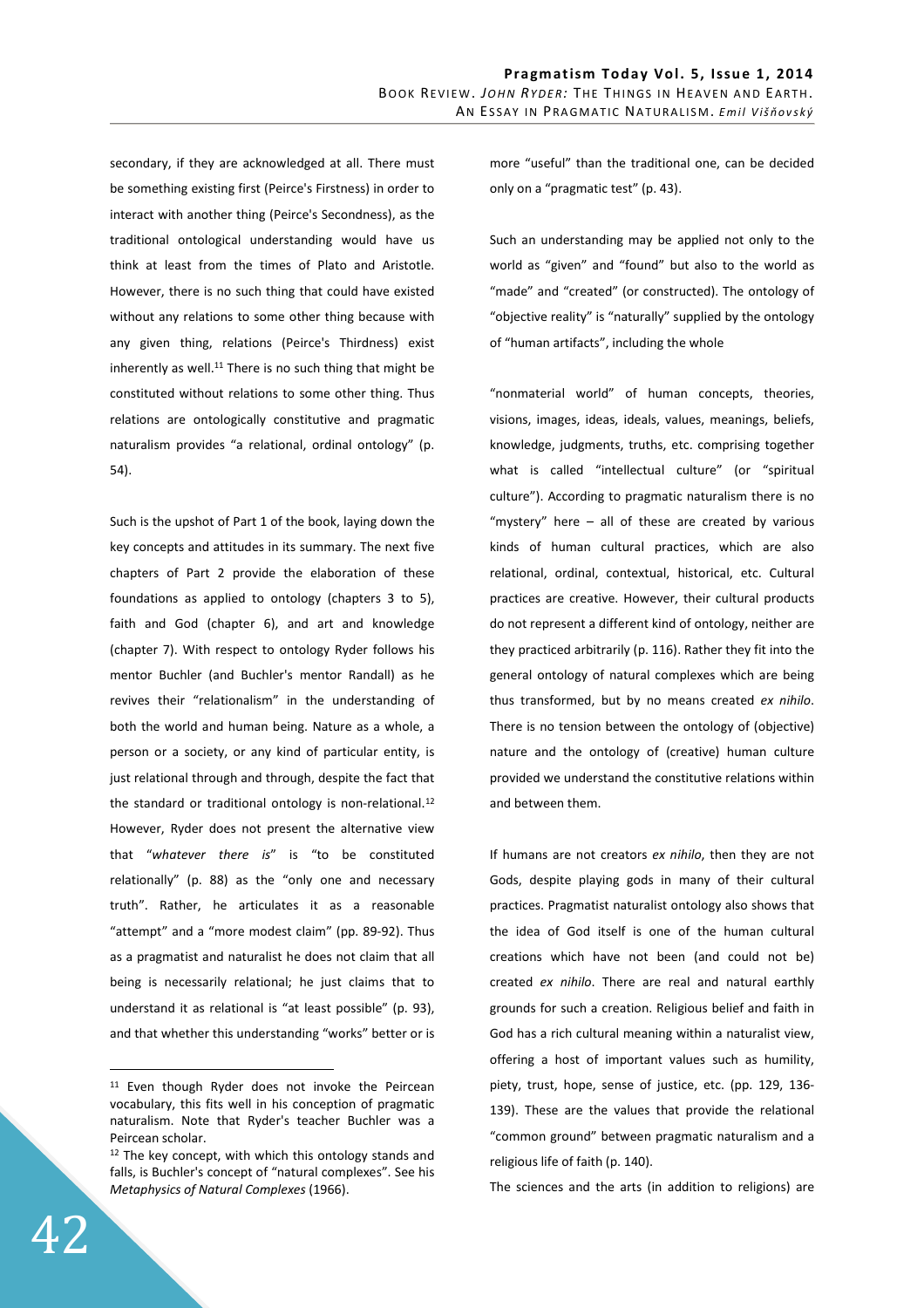secondary, if they are acknowledged at all. There must be something existing first (Peirce's Firstness) in order to interact with another thing (Peirce's Secondness), as the traditional ontological understanding would have us think at least from the times of Plato and Aristotle. However, there is no such thing that could have existed without any relations to some other thing because with any given thing, relations (Peirce's Thirdness) exist inherently as well.[11] There is no such thing that might be constituted without relations to some other thing. Thus relations are ontologically constitutive and pragmatic naturalism provides "a relational, ordinal ontology" (p. 54).

Such is the upshot of Part 1 of the book, laying down the key concepts and attitudes in its summary. The next five chapters of Part 2 provide the elaboration of these foundations as applied to ontology (chapters 3 to 5), faith and God (chapter 6), and art and knowledge (chapter 7). With respect to ontology Ryder follows his mentor Buchler (and Buchler's mentor Randall) as he revives their "relationalism" in the understanding of both the world and human being. Nature as a whole, a person or a society, or any kind of particular entity, is just relational through and through, despite the fact that the standard or traditional ontology is non-relational.[12] However, Ryder does not present the alternative view that "*whatever there is*" is "to be constituted relationally" (p. 88) as the "only one and necessary truth". Rather, he articulates it as a reasonable "attempt" and a "more modest claim" (pp. 89-92). Thus as a pragmatist and naturalist he does not claim that all being is necessarily relational; he just claims that to understand it as relational is "at least possible" (p. 93), and that whether this understanding "works" better or is more "useful" than the traditional one, can be decided only on a "pragmatic test" (p. 43).

Such an understanding may be applied not only to the world as "given" and "found" but also to the world as "made" and "created" (or constructed). The ontology of "objective reality" is "naturally" supplied by the ontology of "human artifacts", including the whole

"nonmaterial world" of human concepts, theories, visions, images, ideas, ideals, values, meanings, beliefs, knowledge, judgments, truths, etc. comprising together what is called "intellectual culture" (or "spiritual culture"). According to pragmatic naturalism there is no "mystery" here – all of these are created by various kinds of human cultural practices, which are also relational, ordinal, contextual, historical, etc. Cultural practices are creative. However, their cultural products do not represent a different kind of ontology, neither are they practiced arbitrarily (p. 116). Rather they fit into the general ontology of natural complexes which are being thus transformed, but by no means created *ex nihilo*. There is no tension between the ontology of (objective) nature and the ontology of (creative) human culture provided we understand the constitutive relations within and between them.

If humans are not creators *ex nihilo*, then they are not Gods, despite playing gods in many of their cultural practices. Pragmatist naturalist ontology also shows that the idea of God itself is one of the human cultural creations which have not been (and could not be) created *ex nihilo*. There are real and natural earthly grounds for such a creation. Religious belief and faith in God has a rich cultural meaning within a naturalist view, offering a host of important values such as humility, piety, trust, hope, sense of justice, etc. (pp. 129, 136-139). These are the values that provide the relational "common ground" between pragmatic naturalism and a religious life of faith (p. 140).

The sciences and the arts (in addition to religions) are

---

[11] Even though Ryder does not invoke the Peircean vocabulary, this fits well in his conception of pragmatic naturalism. Note that Ryder's teacher Buchler was a Peircean scholar.

[12] The key concept, with which this ontology stands and falls, is Buchler's concept of "natural complexes". See his *Metaphysics of Natural Complexes* (1966).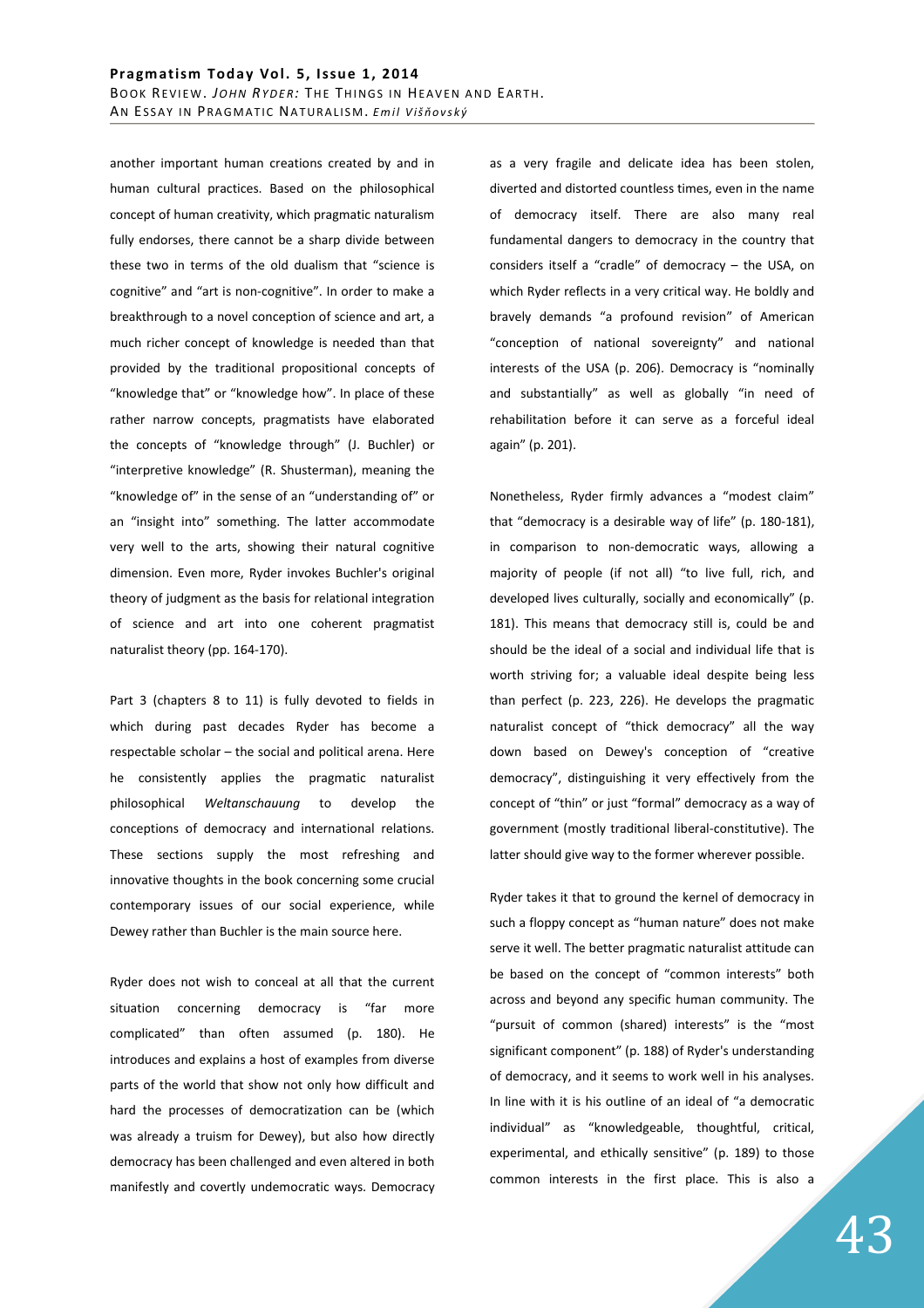another important human creations created by and in human cultural practices. Based on the philosophical concept of human creativity, which pragmatic naturalism fully endorses, there cannot be a sharp divide between these two in terms of the old dualism that "science is cognitive" and "art is non-cognitive". In order to make a breakthrough to a novel conception of science and art, a much richer concept of knowledge is needed than that provided by the traditional propositional concepts of "knowledge that" or "knowledge how". In place of these rather narrow concepts, pragmatists have elaborated the concepts of "knowledge through" (J. Buchler) or "interpretive knowledge" (R. Shusterman), meaning the "knowledge of" in the sense of an "understanding of" or an "insight into" something. The latter accommodate very well to the arts, showing their natural cognitive dimension. Even more, Ryder invokes Buchler's original theory of judgment as the basis for relational integration of science and art into one coherent pragmatist naturalist theory (pp. 164-170).

Part 3 (chapters 8 to 11) is fully devoted to fields in which during past decades Ryder has become a respectable scholar – the social and political arena. Here he consistently applies the pragmatic naturalist philosophical *Weltanschauung* to develop the conceptions of democracy and international relations. These sections supply the most refreshing and innovative thoughts in the book concerning some crucial contemporary issues of our social experience, while Dewey rather than Buchler is the main source here.

Ryder does not wish to conceal at all that the current situation concerning democracy is "far more complicated" than often assumed (p. 180). He introduces and explains a host of examples from diverse parts of the world that show not only how difficult and hard the processes of democratization can be (which was already a truism for Dewey), but also how directly democracy has been challenged and even altered in both manifestly and covertly undemocratic ways. Democracy as a very fragile and delicate idea has been stolen, diverted and distorted countless times, even in the name of democracy itself. There are also many real fundamental dangers to democracy in the country that considers itself a "cradle" of democracy – the USA, on which Ryder reflects in a very critical way. He boldly and bravely demands "a profound revision" of American "conception of national sovereignty" and national interests of the USA (p. 206). Democracy is "nominally and substantially" as well as globally "in need of rehabilitation before it can serve as a forceful ideal again" (p. 201).

Nonetheless, Ryder firmly advances a "modest claim" that "democracy is a desirable way of life" (p. 180-181), in comparison to non-democratic ways, allowing a majority of people (if not all) "to live full, rich, and developed lives culturally, socially and economically" (p. 181). This means that democracy still is, could be and should be the ideal of a social and individual life that is worth striving for; a valuable ideal despite being less than perfect (p. 223, 226). He develops the pragmatic naturalist concept of "thick democracy" all the way down based on Dewey's conception of "creative democracy", distinguishing it very effectively from the concept of "thin" or just "formal" democracy as a way of government (mostly traditional liberal-constitutive). The latter should give way to the former wherever possible.

Ryder takes it that to ground the kernel of democracy in such a floppy concept as "human nature" does not make serve it well. The better pragmatic naturalist attitude can be based on the concept of "common interests" both across and beyond any specific human community. The "pursuit of common (shared) interests" is the "most significant component" (p. 188) of Ryder's understanding of democracy, and it seems to work well in his analyses. In line with it is his outline of an ideal of "a democratic individual" as "knowledgeable, thoughtful, critical, experimental, and ethically sensitive" (p. 189) to those common interests in the first place. This is also a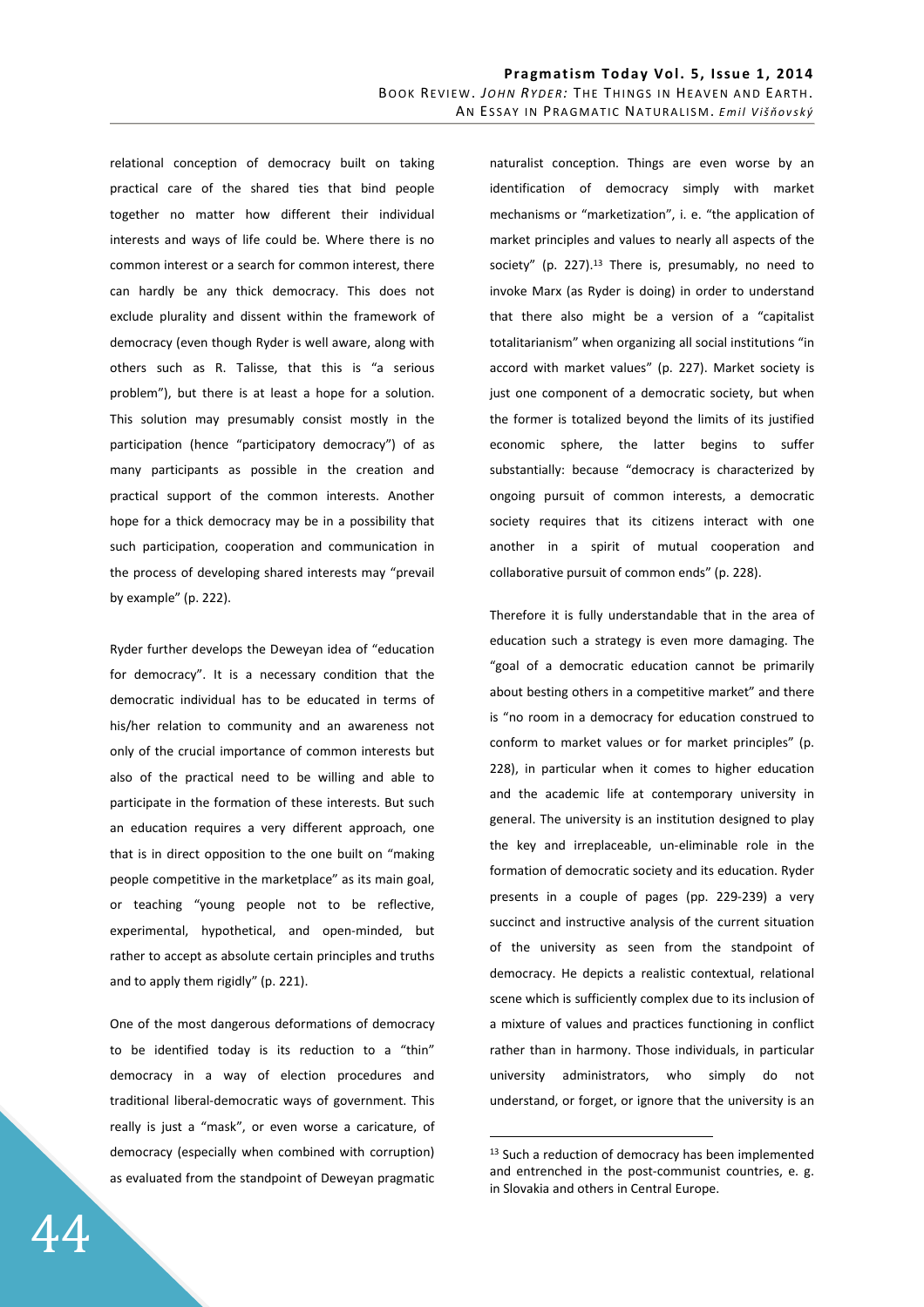relational conception of democracy built on taking practical care of the shared ties that bind people together no matter how different their individual interests and ways of life could be. Where there is no common interest or a search for common interest, there can hardly be any thick democracy. This does not exclude plurality and dissent within the framework of democracy (even though Ryder is well aware, along with others such as R. Talisse, that this is "a serious problem"), but there is at least a hope for a solution. This solution may presumably consist mostly in the participation (hence "participatory democracy") of as many participants as possible in the creation and practical support of the common interests. Another hope for a thick democracy may be in a possibility that such participation, cooperation and communication in the process of developing shared interests may "prevail by example" (p. 222).

Ryder further develops the Deweyan idea of "education for democracy". It is a necessary condition that the democratic individual has to be educated in terms of his/her relation to community and an awareness not only of the crucial importance of common interests but also of the practical need to be willing and able to participate in the formation of these interests. But such an education requires a very different approach, one that is in direct opposition to the one built on "making people competitive in the marketplace" as its main goal, or teaching "young people not to be reflective, experimental, hypothetical, and open-minded, but rather to accept as absolute certain principles and truths and to apply them rigidly" (p. 221).

One of the most dangerous deformations of democracy to be identified today is its reduction to a "thin" democracy in a way of election procedures and traditional liberal-democratic ways of government. This really is just a "mask", or even worse a caricature, of democracy (especially when combined with corruption) as evaluated from the standpoint of Deweyan pragmatic naturalist conception. Things are even worse by an identification of democracy simply with market mechanisms or "marketization", i. e. "the application of market principles and values to nearly all aspects of the society" (p. 227).[13] There is, presumably, no need to invoke Marx (as Ryder is doing) in order to understand that there also might be a version of a "capitalist totalitarianism" when organizing all social institutions "in accord with market values" (p. 227). Market society is just one component of a democratic society, but when the former is totalized beyond the limits of its justified economic sphere, the latter begins to suffer substantially: because "democracy is characterized by ongoing pursuit of common interests, a democratic society requires that its citizens interact with one another in a spirit of mutual cooperation and collaborative pursuit of common ends" (p. 228).

Therefore it is fully understandable that in the area of education such a strategy is even more damaging. The "goal of a democratic education cannot be primarily about besting others in a competitive market" and there is "no room in a democracy for education construed to conform to market values or for market principles" (p. 228), in particular when it comes to higher education and the academic life at contemporary university in general. The university is an institution designed to play the key and irreplaceable, un-eliminable role in the formation of democratic society and its education. Ryder presents in a couple of pages (pp. 229-239) a very succinct and instructive analysis of the current situation of the university as seen from the standpoint of democracy. He depicts a realistic contextual, relational scene which is sufficiently complex due to its inclusion of a mixture of values and practices functioning in conflict rather than in harmony. Those individuals, in particular university administrators, who simply do not understand, or forget, or ignore that the university is an

[13] Such a reduction of democracy has been implemented and entrenched in the post-communist countries, e. g. in Slovakia and others in Central Europe.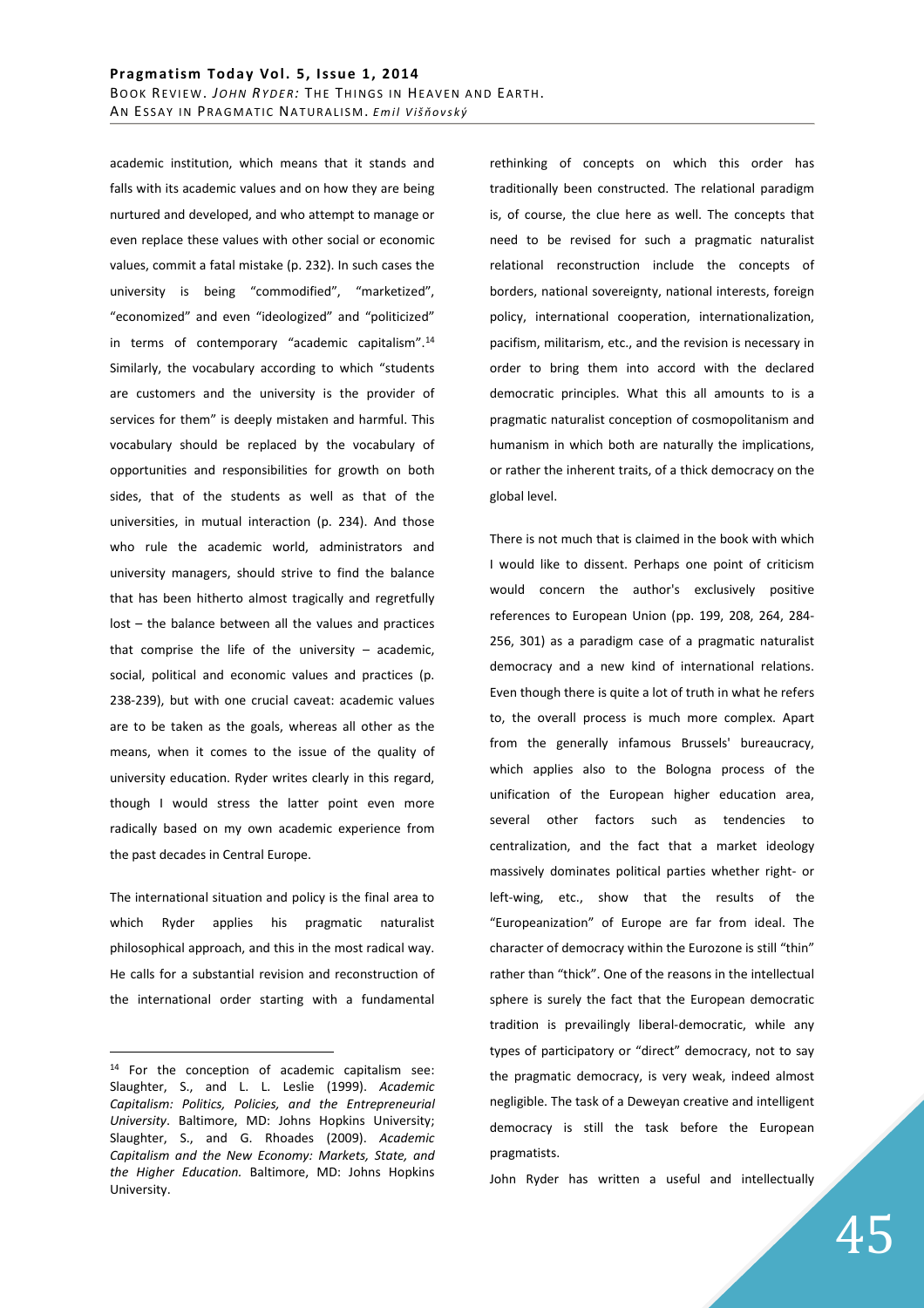academic institution, which means that it stands and falls with its academic values and on how they are being nurtured and developed, and who attempt to manage or even replace these values with other social or economic values, commit a fatal mistake (p. 232). In such cases the university is being "commodified", "marketized", "economized" and even "ideologized" and "politicized" in terms of contemporary "academic capitalism".[14] Similarly, the vocabulary according to which "students are customers and the university is the provider of services for them" is deeply mistaken and harmful. This vocabulary should be replaced by the vocabulary of opportunities and responsibilities for growth on both sides, that of the students as well as that of the universities, in mutual interaction (p. 234). And those who rule the academic world, administrators and university managers, should strive to find the balance that has been hitherto almost tragically and regretfully lost – the balance between all the values and practices that comprise the life of the university – academic, social, political and economic values and practices (p. 238-239), but with one crucial caveat: academic values are to be taken as the goals, whereas all other as the means, when it comes to the issue of the quality of university education. Ryder writes clearly in this regard, though I would stress the latter point even more radically based on my own academic experience from the past decades in Central Europe.

The international situation and policy is the final area to which Ryder applies his pragmatic naturalist philosophical approach, and this in the most radical way. He calls for a substantial revision and reconstruction of the international order starting with a fundamental rethinking of concepts on which this order has traditionally been constructed. The relational paradigm is, of course, the clue here as well. The concepts that need to be revised for such a pragmatic naturalist relational reconstruction include the concepts of borders, national sovereignty, national interests, foreign policy, international cooperation, internationalization, pacifism, militarism, etc., and the revision is necessary in order to bring them into accord with the declared democratic principles. What this all amounts to is a pragmatic naturalist conception of cosmopolitanism and humanism in which both are naturally the implications, or rather the inherent traits, of a thick democracy on the global level.

There is not much that is claimed in the book with which I would like to dissent. Perhaps one point of criticism would concern the author's exclusively positive references to European Union (pp. 199, 208, 264, 284-256, 301) as a paradigm case of a pragmatic naturalist democracy and a new kind of international relations. Even though there is quite a lot of truth in what he refers to, the overall process is much more complex. Apart from the generally infamous Brussels' bureaucracy, which applies also to the Bologna process of the unification of the European higher education area, several other factors such as tendencies to centralization, and the fact that a market ideology massively dominates political parties whether right- or left-wing, etc., show that the results of the "Europeanization" of Europe are far from ideal. The character of democracy within the Eurozone is still "thin" rather than "thick". One of the reasons in the intellectual sphere is surely the fact that the European democratic tradition is prevailingly liberal-democratic, while any types of participatory or "direct" democracy, not to say the pragmatic democracy, is very weak, indeed almost negligible. The task of a Deweyan creative and intelligent democracy is still the task before the European pragmatists.

John Ryder has written a useful and intellectually

---

[14] For the conception of academic capitalism see: Slaughter, S., and L. L. Leslie (1999). *Academic Capitalism: Politics, Policies, and the Entrepreneurial University*. Baltimore, MD: Johns Hopkins University; Slaughter, S., and G. Rhoades (2009). *Academic Capitalism and the New Economy: Markets, State, and the Higher Education.* Baltimore, MD: Johns Hopkins University.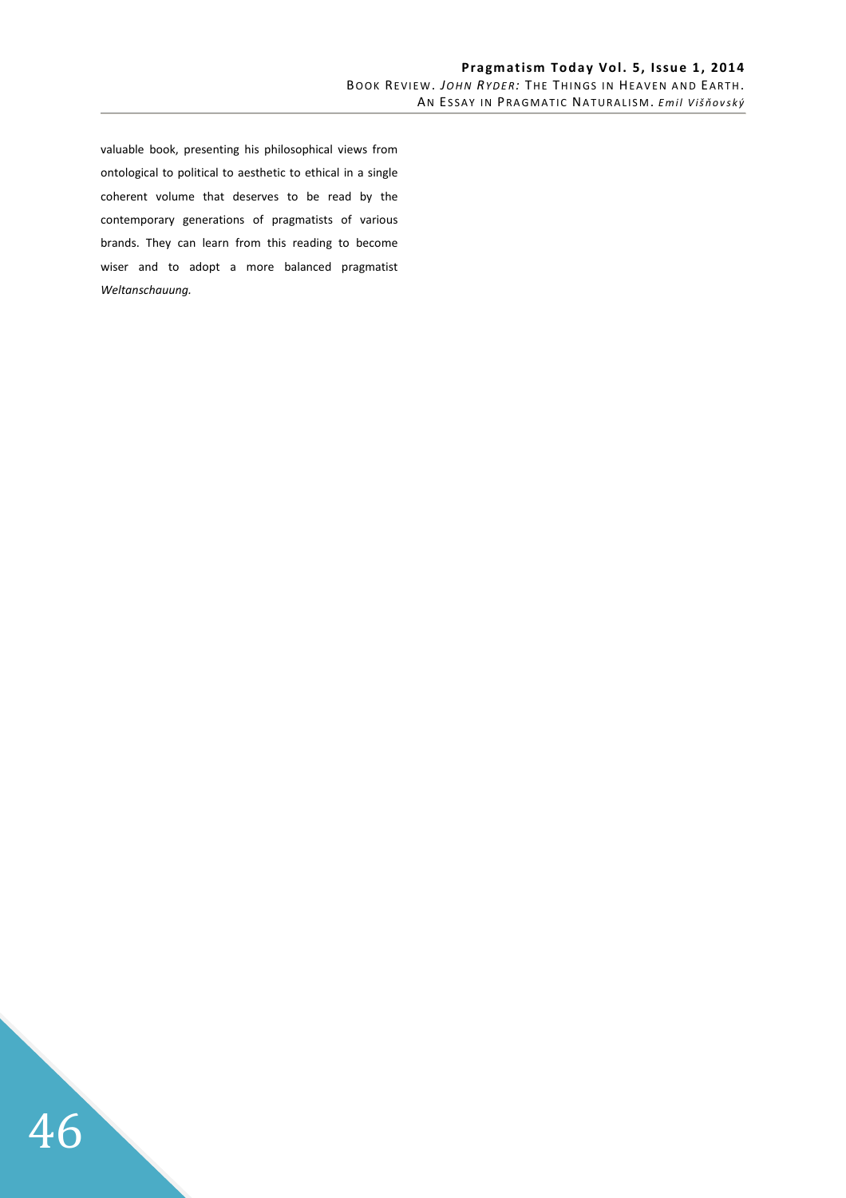valuable book, presenting his philosophical views from ontological to political to aesthetic to ethical in a single coherent volume that deserves to be read by the contemporary generations of pragmatists of various brands. They can learn from this reading to become wiser and to adopt a more balanced pragmatist *Weltanschauung.*